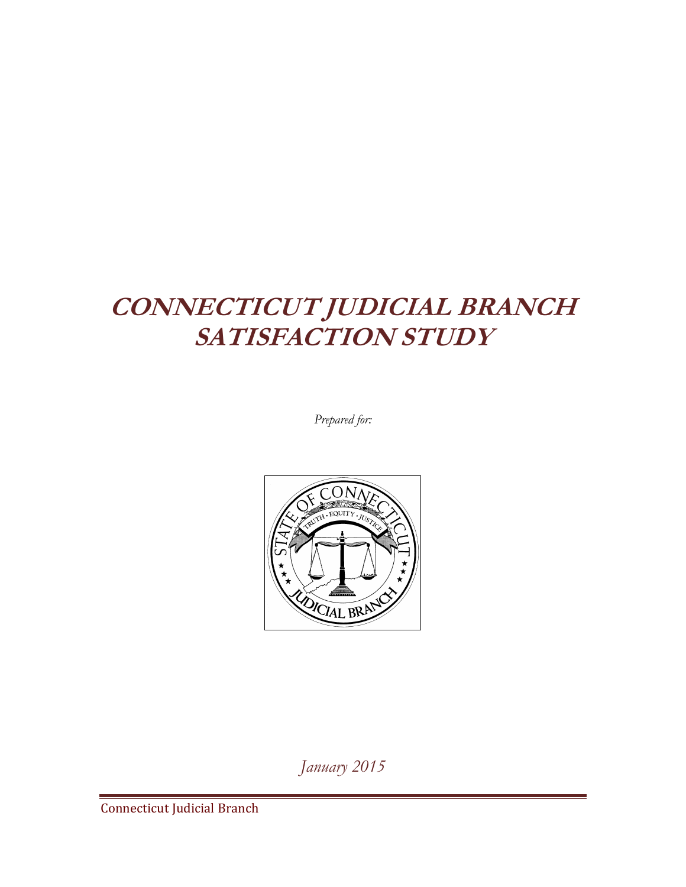# *CONNECTICUT JUDICIAL BRANCH SATISFACTION STUDY*

*Prepared for:*

*January 2015*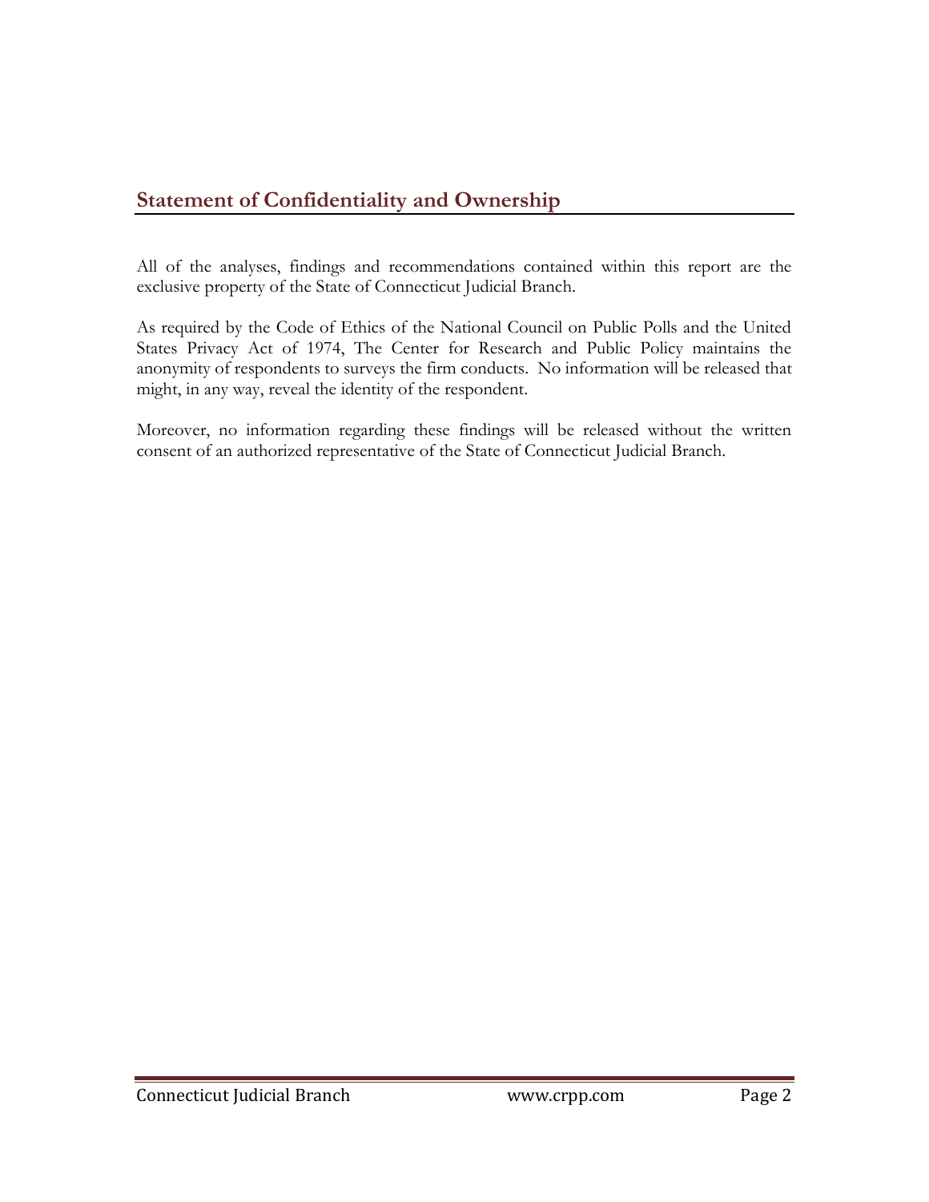## Statement of Confidentiality and Ownership

All of the analyses, findings and recommendations contained within this report are the exclusive property of the State of Connecticut Judicial Branch.

As required by the Code of Ethics of the National Council on Public Polls and the United States Privacy Act of 1974, The Center for Research and Public Policy maintains the anonymity of respondents to surveys the firm conducts. No information will be released that might, in any way, reveal the identity of the respondent.

Moreover, no information regarding these findings will be released without the written consent of an authorized representative of the State of Connecticut Judicial Branch.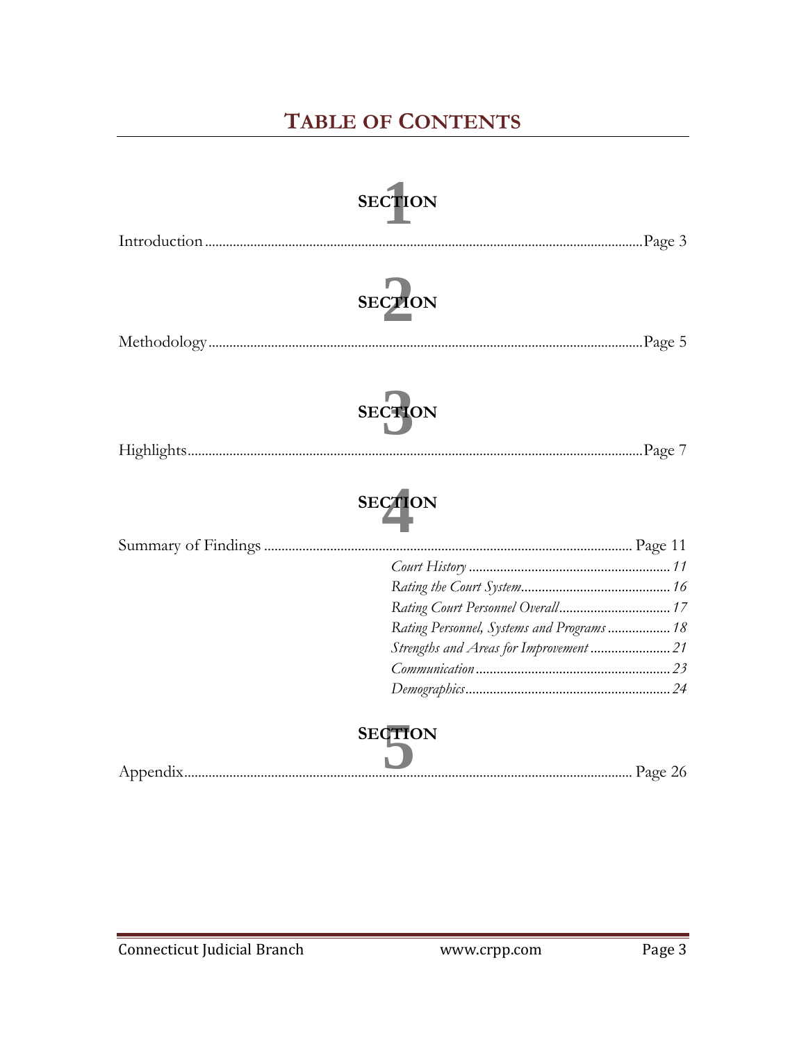# TABLE OF CONTENTS

## SECTION 1

Introduction ........................................................................................................................Page 3

## SECTION 2

Methodology .......................................................................................................................Page 5

## SECTION 3

Highlights ...........................................................................................................................Page 7

## SECTION 4

Summary of Findings ........................................................................................................ Page 11

- *Court History* ............................................................ *11*
- *Rating the Court System* ............................................ *16*
- *Rating Court Personnel Overall* ................................. *17*
- *Rating Personnel, Systems and Programs* .................. *18*
- *Strengths and Areas for Improvement* ....................... *21*
- *Communication* ......................................................... *23*
- *Demographics* ............................................................ *24*

## SECTION 5

Appendix ........................................................................................................................... Page 26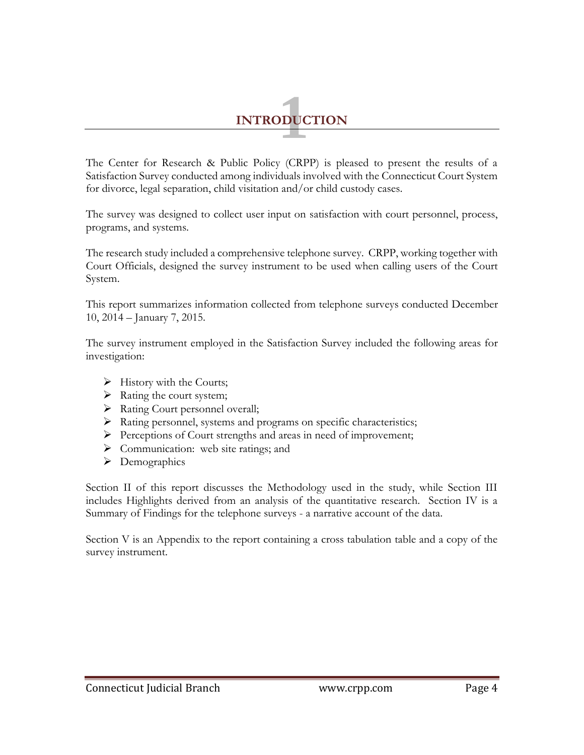# 1 INTRODUCTION

The Center for Research & Public Policy (CRPP) is pleased to present the results of a Satisfaction Survey conducted among individuals involved with the Connecticut Court System for divorce, legal separation, child visitation and/or child custody cases.

The survey was designed to collect user input on satisfaction with court personnel, process, programs, and systems.

The research study included a comprehensive telephone survey. CRPP, working together with Court Officials, designed the survey instrument to be used when calling users of the Court System.

This report summarizes information collected from telephone surveys conducted December 10, 2014 – January 7, 2015.

The survey instrument employed in the Satisfaction Survey included the following areas for investigation:

- History with the Courts;
- Rating the court system;
- Rating Court personnel overall;
- Rating personnel, systems and programs on specific characteristics;
- Perceptions of Court strengths and areas in need of improvement;
- Communication: web site ratings; and
- Demographics

Section II of this report discusses the Methodology used in the study, while Section III includes Highlights derived from an analysis of the quantitative research. Section IV is a Summary of Findings for the telephone surveys - a narrative account of the data.

Section V is an Appendix to the report containing a cross tabulation table and a copy of the survey instrument.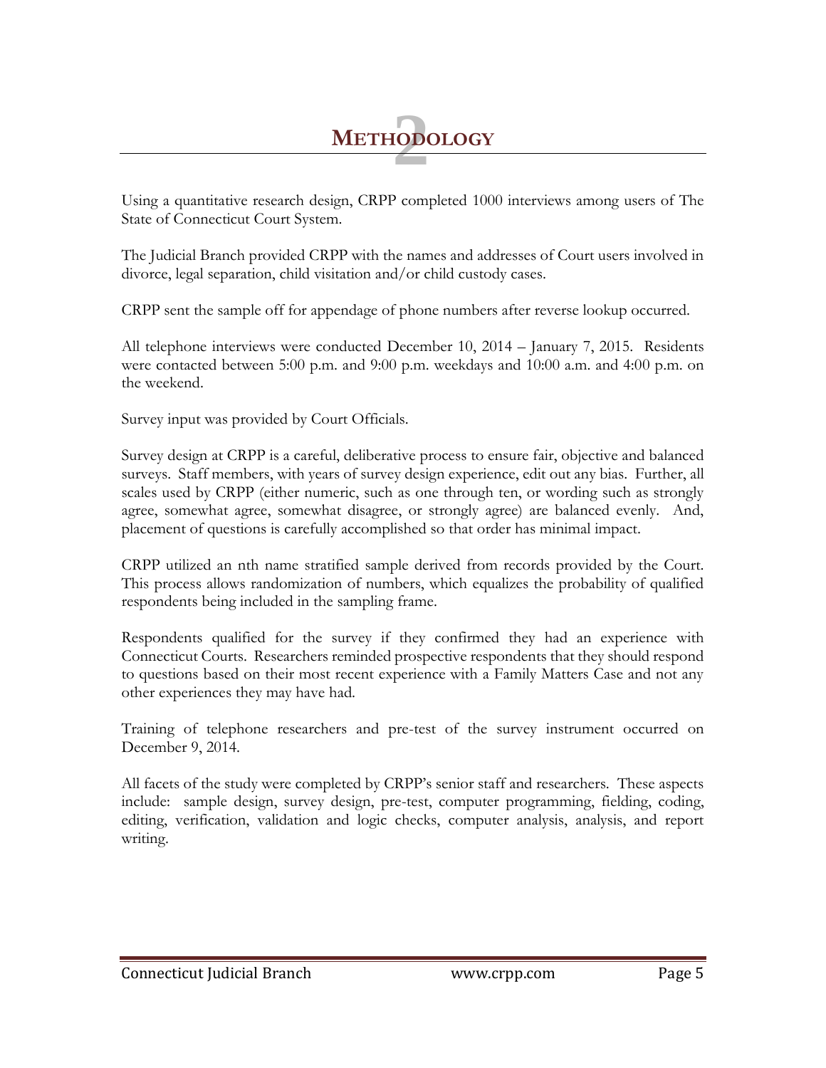# 2 METHODOLOGY

Using a quantitative research design, CRPP completed 1000 interviews among users of The State of Connecticut Court System.

The Judicial Branch provided CRPP with the names and addresses of Court users involved in divorce, legal separation, child visitation and/or child custody cases.

CRPP sent the sample off for appendage of phone numbers after reverse lookup occurred.

All telephone interviews were conducted December 10, 2014 – January 7, 2015. Residents were contacted between 5:00 p.m. and 9:00 p.m. weekdays and 10:00 a.m. and 4:00 p.m. on the weekend.

Survey input was provided by Court Officials.

Survey design at CRPP is a careful, deliberative process to ensure fair, objective and balanced surveys. Staff members, with years of survey design experience, edit out any bias. Further, all scales used by CRPP (either numeric, such as one through ten, or wording such as strongly agree, somewhat agree, somewhat disagree, or strongly agree) are balanced evenly. And, placement of questions is carefully accomplished so that order has minimal impact.

CRPP utilized an nth name stratified sample derived from records provided by the Court. This process allows randomization of numbers, which equalizes the probability of qualified respondents being included in the sampling frame.

Respondents qualified for the survey if they confirmed they had an experience with Connecticut Courts. Researchers reminded prospective respondents that they should respond to questions based on their most recent experience with a Family Matters Case and not any other experiences they may have had.

Training of telephone researchers and pre-test of the survey instrument occurred on December 9, 2014.

All facets of the study were completed by CRPP's senior staff and researchers. These aspects include: sample design, survey design, pre-test, computer programming, fielding, coding, editing, verification, validation and logic checks, computer analysis, analysis, and report writing.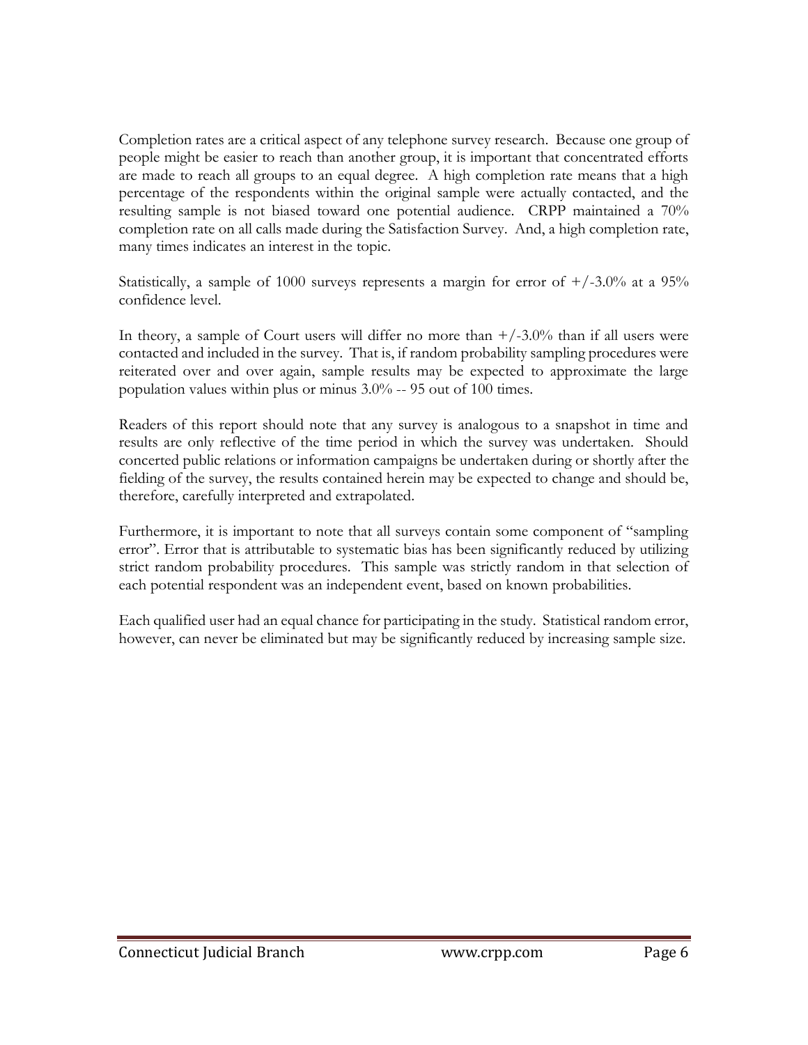Completion rates are a critical aspect of any telephone survey research. Because one group of people might be easier to reach than another group, it is important that concentrated efforts are made to reach all groups to an equal degree. A high completion rate means that a high percentage of the respondents within the original sample were actually contacted, and the resulting sample is not biased toward one potential audience. CRPP maintained a 70% completion rate on all calls made during the Satisfaction Survey. And, a high completion rate, many times indicates an interest in the topic.

Statistically, a sample of 1000 surveys represents a margin for error of +/-3.0% at a 95% confidence level.

In theory, a sample of Court users will differ no more than +/-3.0% than if all users were contacted and included in the survey. That is, if random probability sampling procedures were reiterated over and over again, sample results may be expected to approximate the large population values within plus or minus 3.0% -- 95 out of 100 times.

Readers of this report should note that any survey is analogous to a snapshot in time and results are only reflective of the time period in which the survey was undertaken. Should concerted public relations or information campaigns be undertaken during or shortly after the fielding of the survey, the results contained herein may be expected to change and should be, therefore, carefully interpreted and extrapolated.

Furthermore, it is important to note that all surveys contain some component of "sampling error". Error that is attributable to systematic bias has been significantly reduced by utilizing strict random probability procedures. This sample was strictly random in that selection of each potential respondent was an independent event, based on known probabilities.

Each qualified user had an equal chance for participating in the study. Statistical random error, however, can never be eliminated but may be significantly reduced by increasing sample size.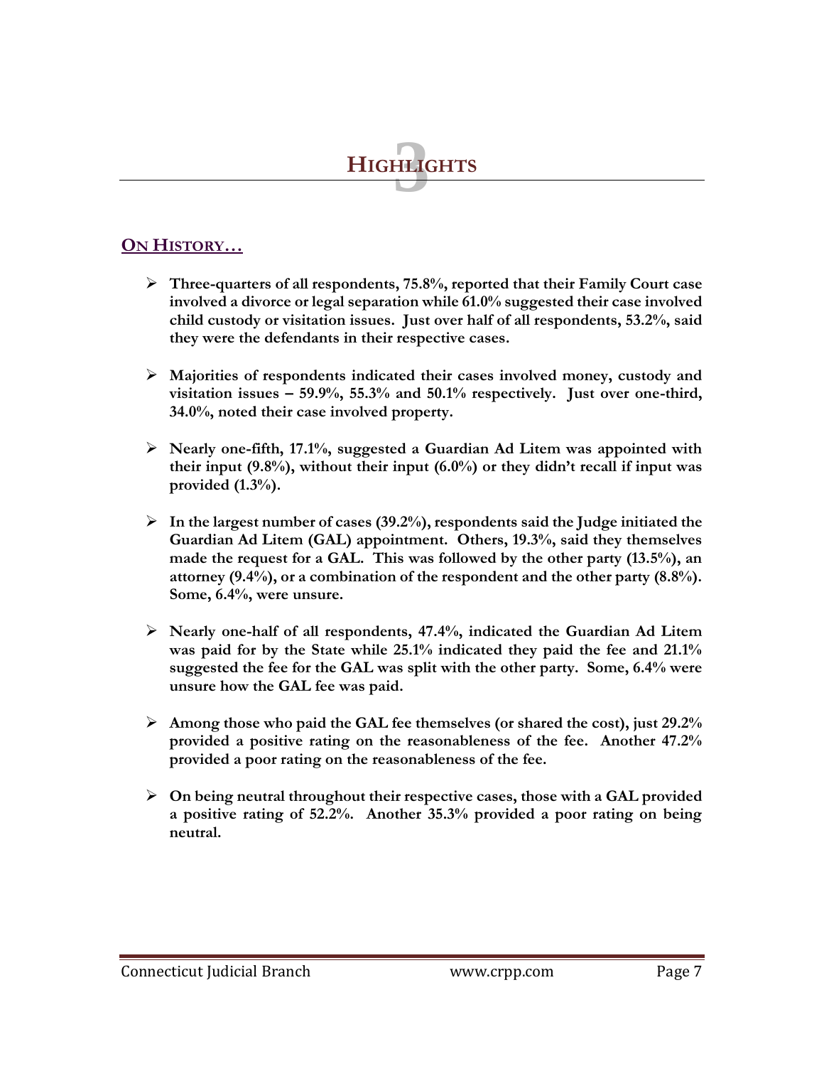# 3 HIGHLIGHTS

## ON HISTORY…

- **Three-quarters of all respondents, 75.8%, reported that their Family Court case involved a divorce or legal separation while 61.0% suggested their case involved child custody or visitation issues. Just over half of all respondents, 53.2%, said they were the defendants in their respective cases.**

- **Majorities of respondents indicated their cases involved money, custody and visitation issues – 59.9%, 55.3% and 50.1% respectively. Just over one-third, 34.0%, noted their case involved property.**

- **Nearly one-fifth, 17.1%, suggested a Guardian Ad Litem was appointed with their input (9.8%), without their input (6.0%) or they didn't recall if input was provided (1.3%).**

- **In the largest number of cases (39.2%), respondents said the Judge initiated the Guardian Ad Litem (GAL) appointment. Others, 19.3%, said they themselves made the request for a GAL. This was followed by the other party (13.5%), an attorney (9.4%), or a combination of the respondent and the other party (8.8%). Some, 6.4%, were unsure.**

- **Nearly one-half of all respondents, 47.4%, indicated the Guardian Ad Litem was paid for by the State while 25.1% indicated they paid the fee and 21.1% suggested the fee for the GAL was split with the other party. Some, 6.4% were unsure how the GAL fee was paid.**

- **Among those who paid the GAL fee themselves (or shared the cost), just 29.2% provided a positive rating on the reasonableness of the fee. Another 47.2% provided a poor rating on the reasonableness of the fee.**

- **On being neutral throughout their respective cases, those with a GAL provided a positive rating of 52.2%. Another 35.3% provided a poor rating on being neutral.**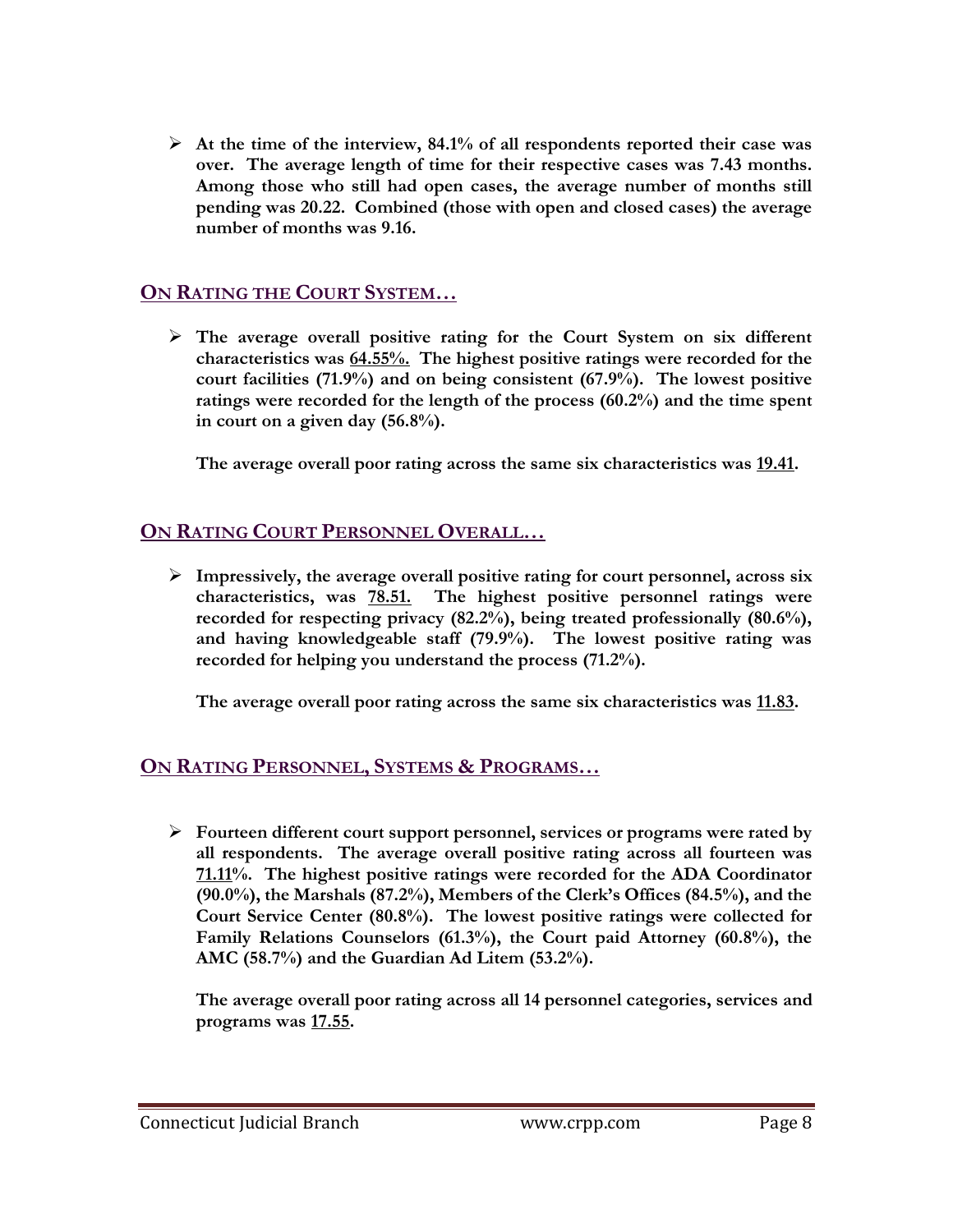- **At the time of the interview, 84.1% of all respondents reported their case was over. The average length of time for their respective cases was 7.43 months. Among those who still had open cases, the average number of months still pending was 20.22. Combined (those with open and closed cases) the average number of months was 9.16.**

## ON RATING THE COURT SYSTEM…

- **The average overall positive rating for the Court System on six different characteristics was 64.55%. The highest positive ratings were recorded for the court facilities (71.9%) and on being consistent (67.9%). The lowest positive ratings were recorded for the length of the process (60.2%) and the time spent in court on a given day (56.8%).**

  **The average overall poor rating across the same six characteristics was 19.41.**

## ON RATING COURT PERSONNEL OVERALL…

- **Impressively, the average overall positive rating for court personnel, across six characteristics, was 78.51. The highest positive personnel ratings were recorded for respecting privacy (82.2%), being treated professionally (80.6%), and having knowledgeable staff (79.9%). The lowest positive rating was recorded for helping you understand the process (71.2%).**

  **The average overall poor rating across the same six characteristics was 11.83.**

## ON RATING PERSONNEL, SYSTEMS & PROGRAMS…

- **Fourteen different court support personnel, services or programs were rated by all respondents. The average overall positive rating across all fourteen was 71.11%. The highest positive ratings were recorded for the ADA Coordinator (90.0%), the Marshals (87.2%), Members of the Clerk's Offices (84.5%), and the Court Service Center (80.8%). The lowest positive ratings were collected for Family Relations Counselors (61.3%), the Court paid Attorney (60.8%), the AMC (58.7%) and the Guardian Ad Litem (53.2%).**

  **The average overall poor rating across all 14 personnel categories, services and programs was 17.55.**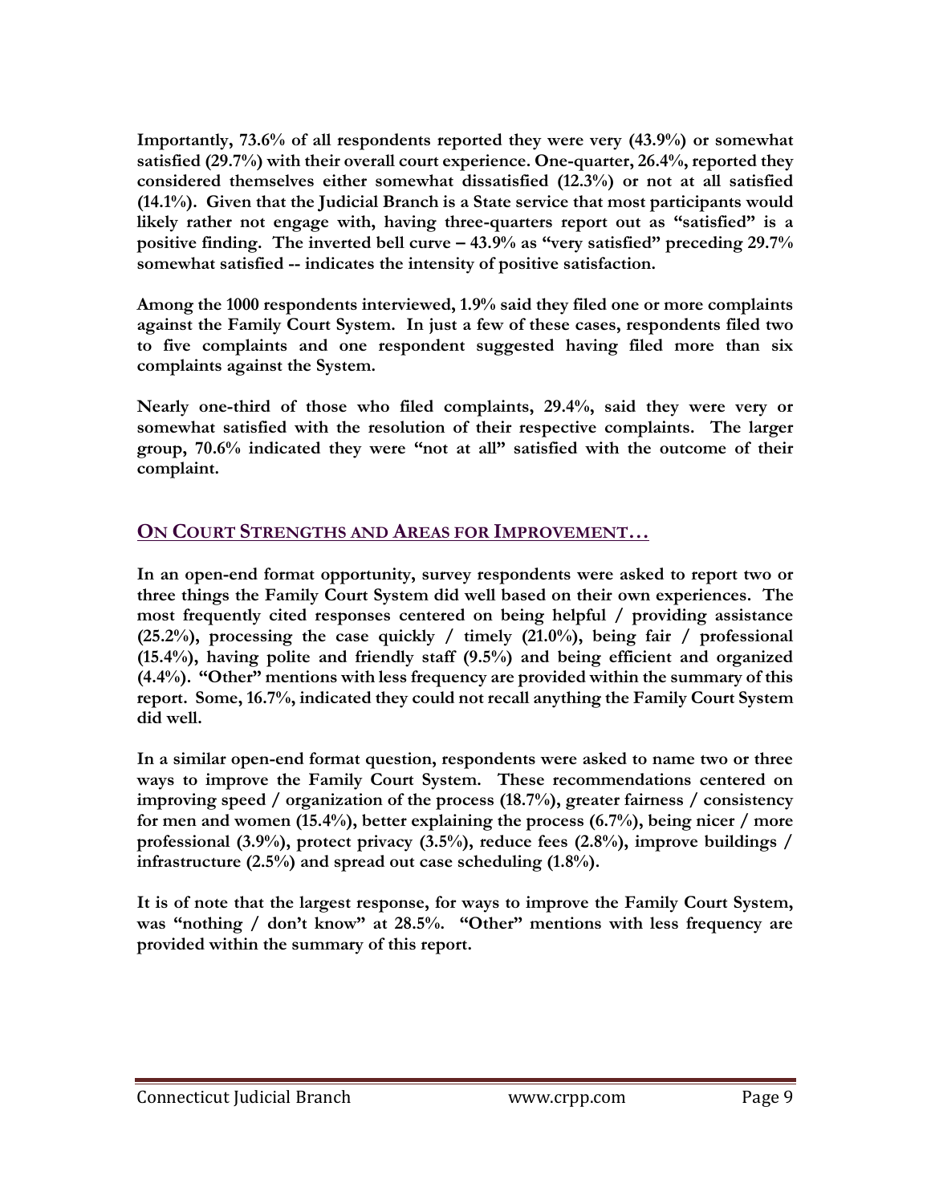**Importantly, 73.6% of all respondents reported they were very (43.9%) or somewhat satisfied (29.7%) with their overall court experience. One-quarter, 26.4%, reported they considered themselves either somewhat dissatisfied (12.3%) or not at all satisfied (14.1%). Given that the Judicial Branch is a State service that most participants would likely rather not engage with, having three-quarters report out as "satisfied" is a positive finding. The inverted bell curve – 43.9% as "very satisfied" preceding 29.7% somewhat satisfied -- indicates the intensity of positive satisfaction.**

**Among the 1000 respondents interviewed, 1.9% said they filed one or more complaints against the Family Court System. In just a few of these cases, respondents filed two to five complaints and one respondent suggested having filed more than six complaints against the System.**

**Nearly one-third of those who filed complaints, 29.4%, said they were very or somewhat satisfied with the resolution of their respective complaints. The larger group, 70.6% indicated they were "not at all" satisfied with the outcome of their complaint.**

## ON COURT STRENGTHS AND AREAS FOR IMPROVEMENT…

**In an open-end format opportunity, survey respondents were asked to report two or three things the Family Court System did well based on their own experiences. The most frequently cited responses centered on being helpful / providing assistance (25.2%), processing the case quickly / timely (21.0%), being fair / professional (15.4%), having polite and friendly staff (9.5%) and being efficient and organized (4.4%). "Other" mentions with less frequency are provided within the summary of this report. Some, 16.7%, indicated they could not recall anything the Family Court System did well.**

**In a similar open-end format question, respondents were asked to name two or three ways to improve the Family Court System. These recommendations centered on improving speed / organization of the process (18.7%), greater fairness / consistency for men and women (15.4%), better explaining the process (6.7%), being nicer / more professional (3.9%), protect privacy (3.5%), reduce fees (2.8%), improve buildings / infrastructure (2.5%) and spread out case scheduling (1.8%).**

**It is of note that the largest response, for ways to improve the Family Court System, was "nothing / don't know" at 28.5%. "Other" mentions with less frequency are provided within the summary of this report.**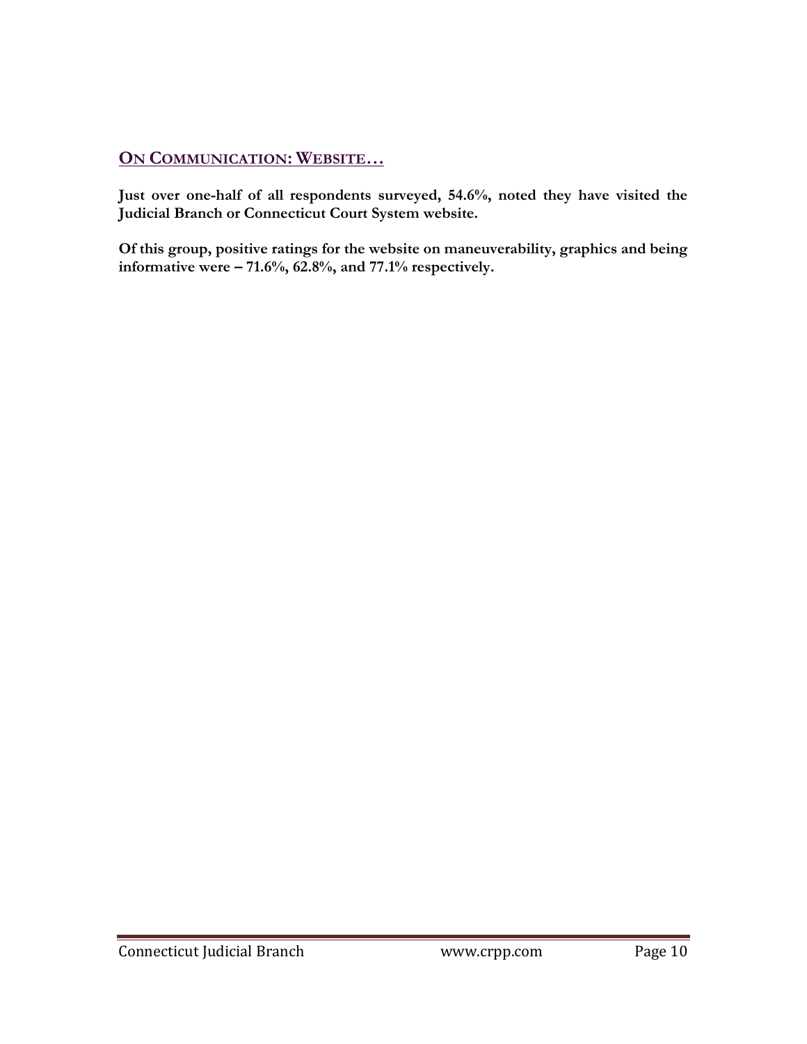## ON COMMUNICATION: WEBSITE…

**Just over one-half of all respondents surveyed, 54.6%, noted they have visited the Judicial Branch or Connecticut Court System website.**

**Of this group, positive ratings for the website on maneuverability, graphics and being informative were – 71.6%, 62.8%, and 77.1% respectively.**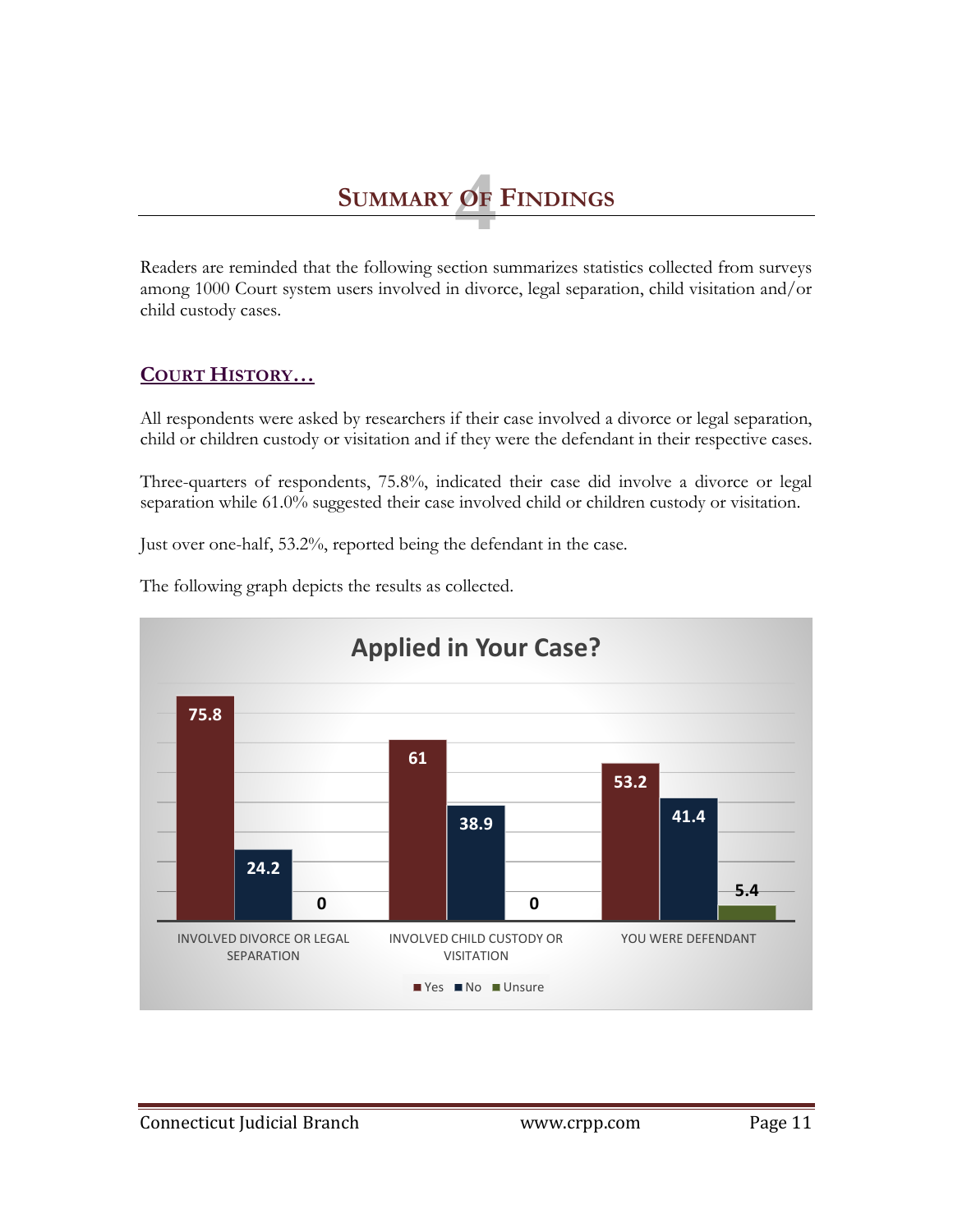# 4 Summary of Findings

Readers are reminded that the following section summarizes statistics collected from surveys among 1000 Court system users involved in divorce, legal separation, child visitation and/or child custody cases.

## Court History…

All respondents were asked by researchers if their case involved a divorce or legal separation, child or children custody or visitation and if they were the defendant in their respective cases.

Three-quarters of respondents, 75.8%, indicated their case did involve a divorce or legal separation while 61.0% suggested their case involved child or children custody or visitation.

Just over one-half, 53.2%, reported being the defendant in the case.

The following graph depicts the results as collected.

**Applied in Your Case?**

| | Yes | No | Unsure |
|---|---|---|---|
| INVOLVED DIVORCE OR LEGAL SEPARATION | 75.8 | 24.2 | 0 |
| INVOLVED CHILD CUSTODY OR VISITATION | 61 | 38.9 | 0 |
| YOU WERE DEFENDANT | 53.2 | 41.4 | 5.4 |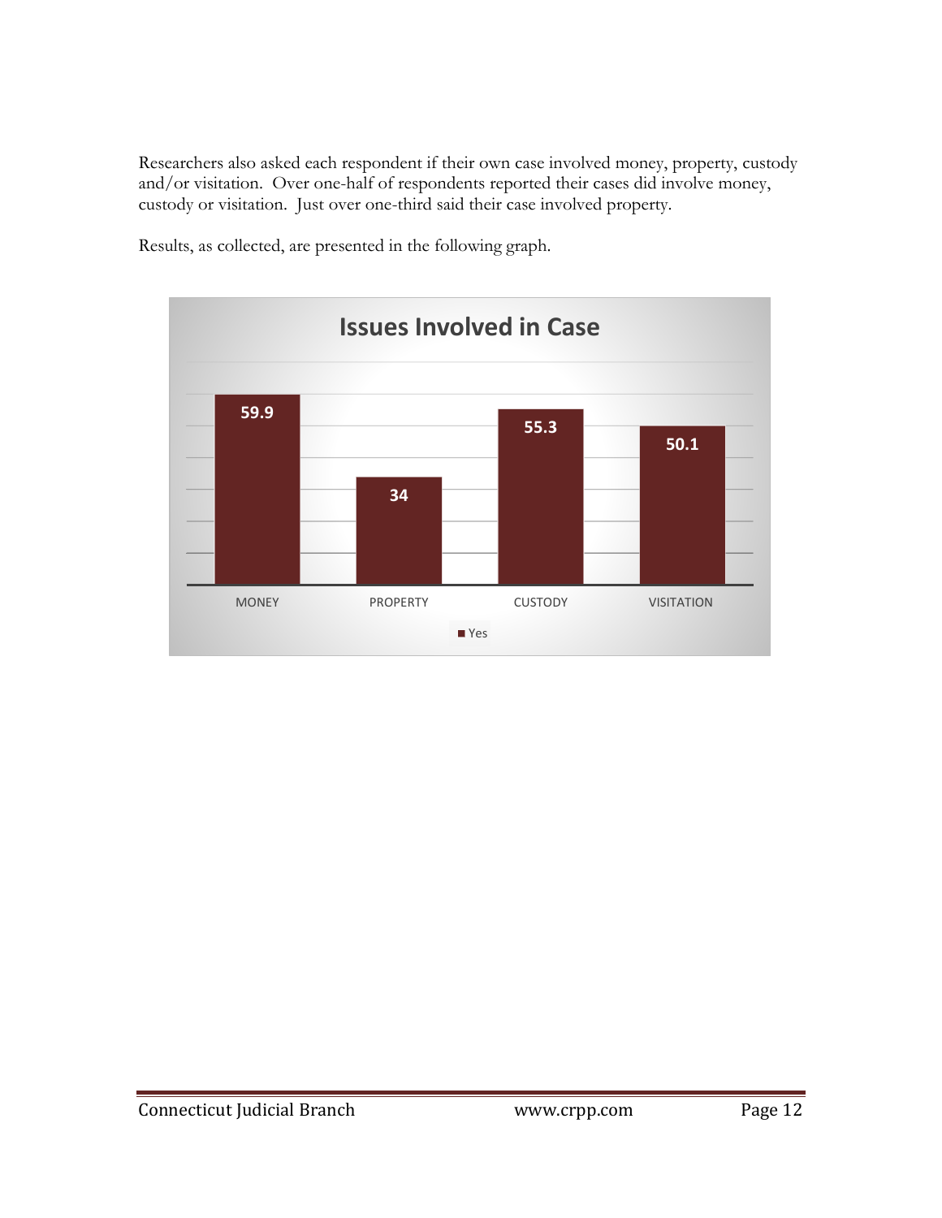Researchers also asked each respondent if their own case involved money, property, custody and/or visitation. Over one-half of respondents reported their cases did involve money, custody or visitation. Just over one-third said their case involved property.

Results, as collected, are presented in the following graph.

**Issues Involved in Case**

| | MONEY | PROPERTY | CUSTODY | VISITATION |
|---|---|---|---|---|
| Yes | 59.9 | 34 | 55.3 | 50.1 |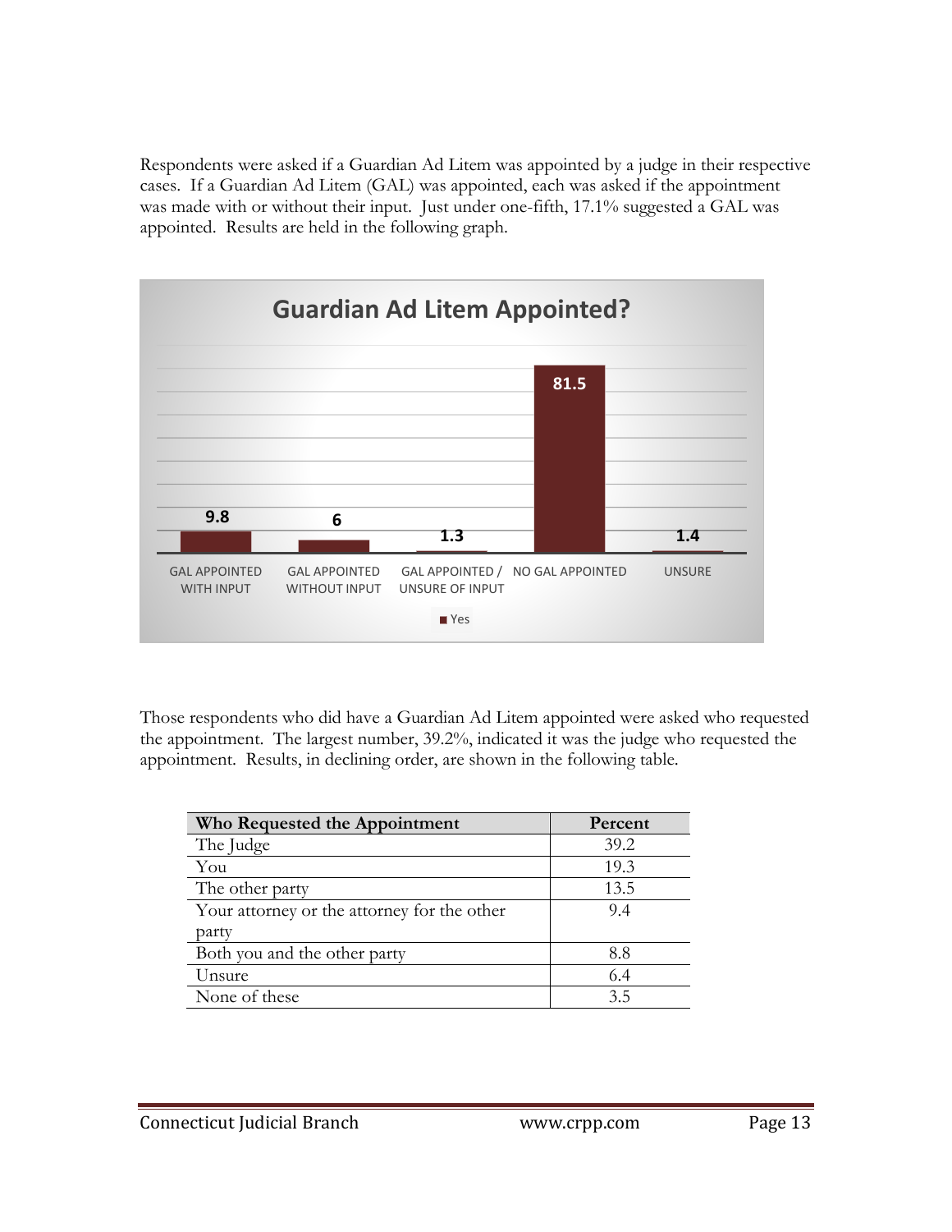Respondents were asked if a Guardian Ad Litem was appointed by a judge in their respective cases. If a Guardian Ad Litem (GAL) was appointed, each was asked if the appointment was made with or without their input. Just under one-fifth, 17.1% suggested a GAL was appointed. Results are held in the following graph.

**Guardian Ad Litem Appointed?**

| | Yes |
|---|---|
| GAL APPOINTED WITH INPUT | 9.8 |
| GAL APPOINTED WITHOUT INPUT | 6 |
| GAL APPOINTED / UNSURE OF INPUT | 1.3 |
| NO GAL APPOINTED | 81.5 |
| UNSURE | 1.4 |

Those respondents who did have a Guardian Ad Litem appointed were asked who requested the appointment. The largest number, 39.2%, indicated it was the judge who requested the appointment. Results, in declining order, are shown in the following table.

| Who Requested the Appointment | Percent |
|---|---|
| The Judge | 39.2 |
| You | 19.3 |
| The other party | 13.5 |
| Your attorney or the attorney for the other party | 9.4 |
| Both you and the other party | 8.8 |
| Unsure | 6.4 |
| None of these | 3.5 |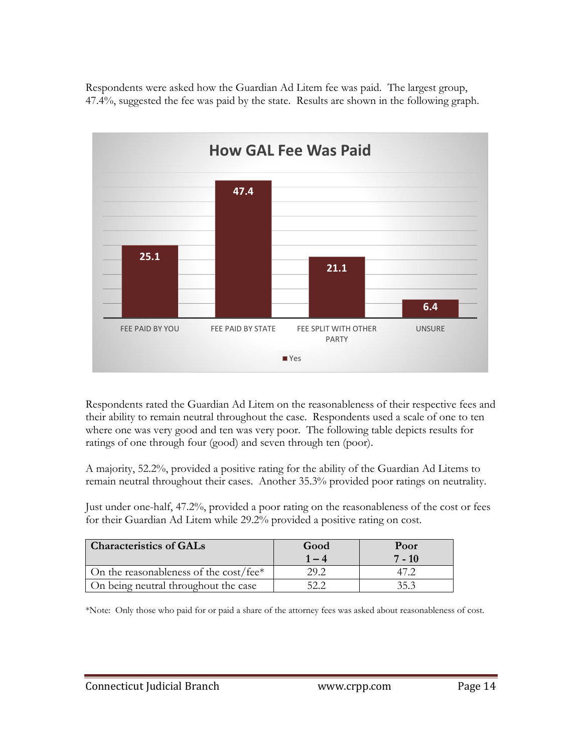Respondents were asked how the Guardian Ad Litem fee was paid. The largest group, 47.4%, suggested the fee was paid by the state. Results are shown in the following graph.

**How GAL Fee Was Paid**

| | Yes |
|---|---|
| FEE PAID BY YOU | 25.1 |
| FEE PAID BY STATE | 47.4 |
| FEE SPLIT WITH OTHER PARTY | 21.1 |
| UNSURE | 6.4 |

Respondents rated the Guardian Ad Litem on the reasonableness of their respective fees and their ability to remain neutral throughout the case. Respondents used a scale of one to ten where one was very good and ten was very poor. The following table depicts results for ratings of one through four (good) and seven through ten (poor).

A majority, 52.2%, provided a positive rating for the ability of the Guardian Ad Litems to remain neutral throughout their cases. Another 35.3% provided poor ratings on neutrality.

Just under one-half, 47.2%, provided a poor rating on the reasonableness of the cost or fees for their Guardian Ad Litem while 29.2% provided a positive rating on cost.

| Characteristics of GALs | Good 1 – 4 | Poor 7 - 10 |
|---|---|---|
| On the reasonableness of the cost/fee* | 29.2 | 47.2 |
| On being neutral throughout the case | 52.2 | 35.3 |

*Note: Only those who paid for or paid a share of the attorney fees was asked about reasonableness of cost.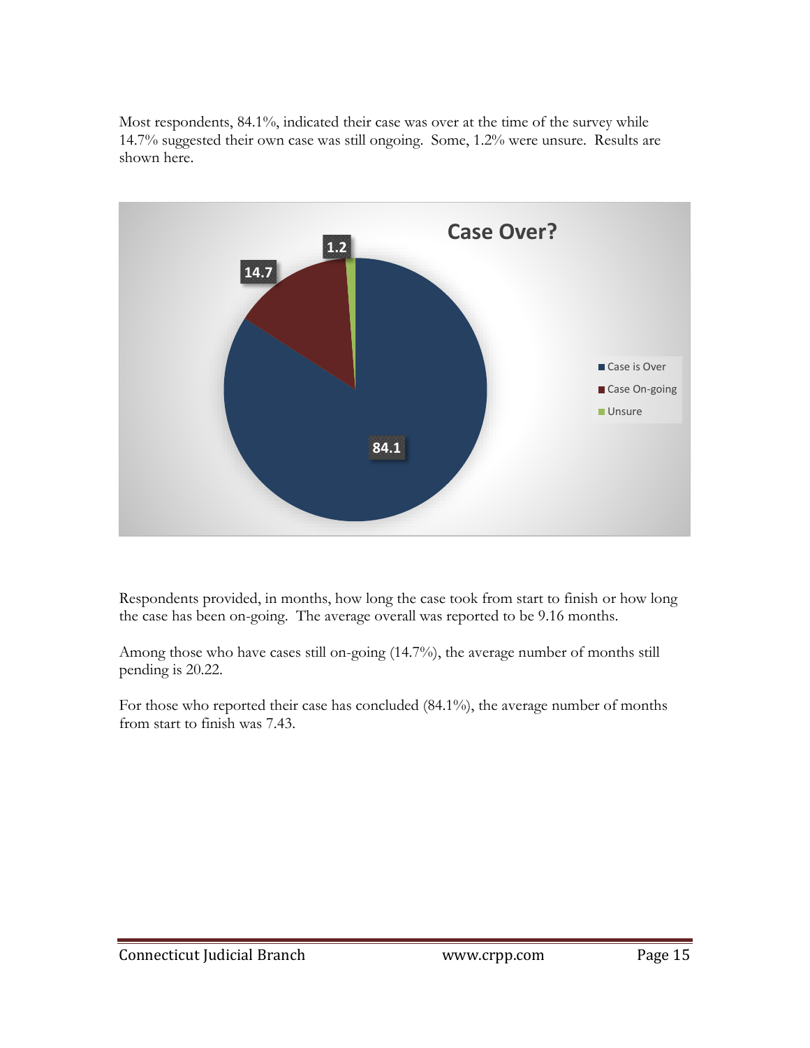Most respondents, 84.1%, indicated their case was over at the time of the survey while 14.7% suggested their own case was still ongoing. Some, 1.2% were unsure. Results are shown here.

**Case Over?**

| Response | Percent |
|---|---|
| Case is Over | 84.1 |
| Case On-going | 14.7 |
| Unsure | 1.2 |

Respondents provided, in months, how long the case took from start to finish or how long the case has been on-going. The average overall was reported to be 9.16 months.

Among those who have cases still on-going (14.7%), the average number of months still pending is 20.22.

For those who reported their case has concluded (84.1%), the average number of months from start to finish was 7.43.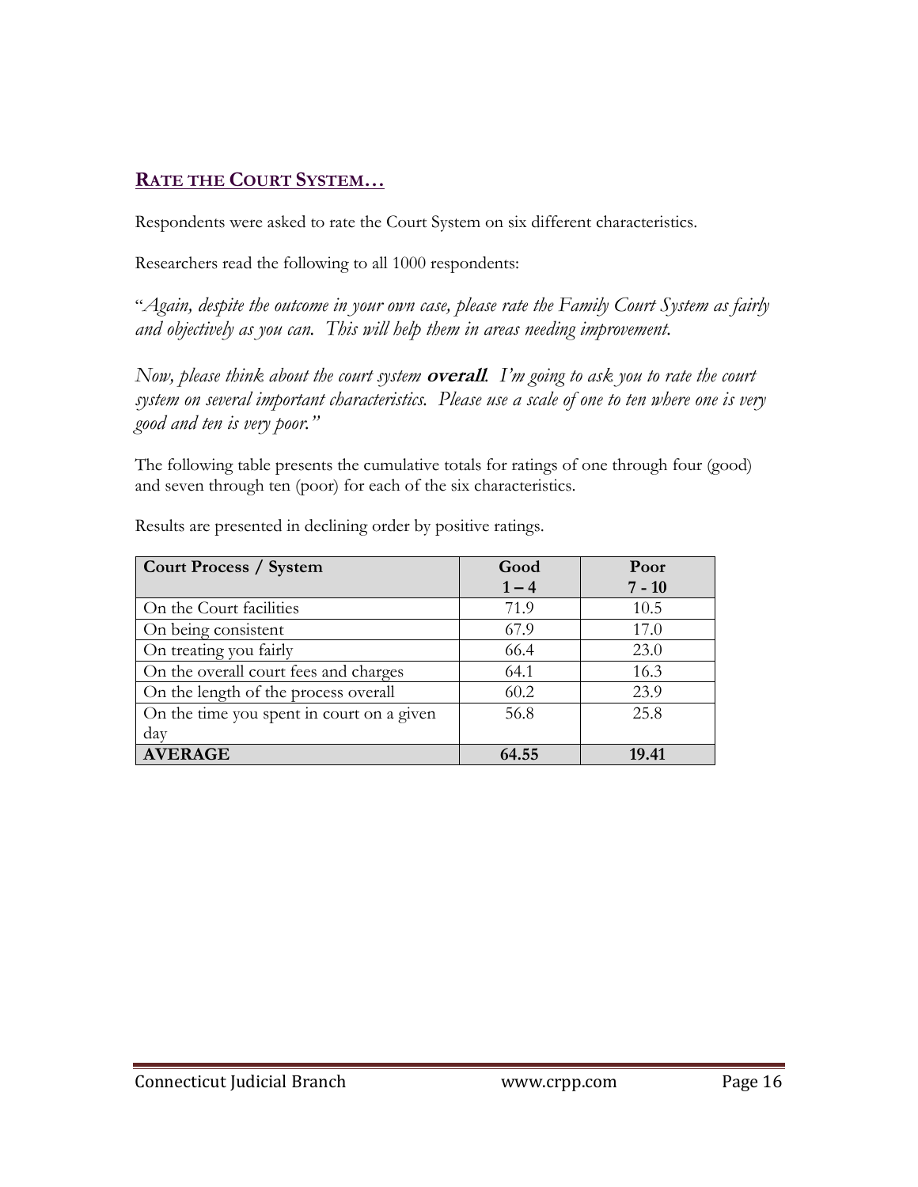## RATE THE COURT SYSTEM…

Respondents were asked to rate the Court System on six different characteristics.

Researchers read the following to all 1000 respondents:

"*Again, despite the outcome in your own case, please rate the Family Court System as fairly and objectively as you can. This will help them in areas needing improvement.*

*Now, please think about the court system* ***overall****. I'm going to ask you to rate the court system on several important characteristics. Please use a scale of one to ten where one is very good and ten is very poor."*

The following table presents the cumulative totals for ratings of one through four (good) and seven through ten (poor) for each of the six characteristics.

Results are presented in declining order by positive ratings.

| **Court Process / System** | **Good 1 – 4** | **Poor 7 - 10** |
|---|---|---|
| On the Court facilities | 71.9 | 10.5 |
| On being consistent | 67.9 | 17.0 |
| On treating you fairly | 66.4 | 23.0 |
| On the overall court fees and charges | 64.1 | 16.3 |
| On the length of the process overall | 60.2 | 23.9 |
| On the time you spent in court on a given day | 56.8 | 25.8 |
| **AVERAGE** | **64.55** | **19.41** |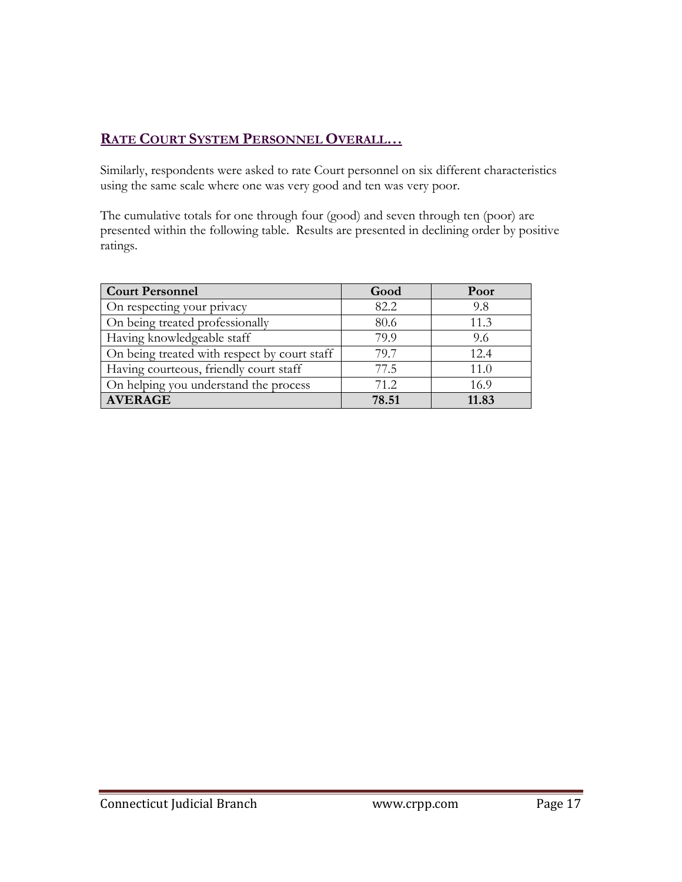## RATE COURT SYSTEM PERSONNEL OVERALL…

Similarly, respondents were asked to rate Court personnel on six different characteristics using the same scale where one was very good and ten was very poor.

The cumulative totals for one through four (good) and seven through ten (poor) are presented within the following table. Results are presented in declining order by positive ratings.

| Court Personnel | Good | Poor |
|---|---|---|
| On respecting your privacy | 82.2 | 9.8 |
| On being treated professionally | 80.6 | 11.3 |
| Having knowledgeable staff | 79.9 | 9.6 |
| On being treated with respect by court staff | 79.7 | 12.4 |
| Having courteous, friendly court staff | 77.5 | 11.0 |
| On helping you understand the process | 71.2 | 16.9 |
| **AVERAGE** | **78.51** | **11.83** |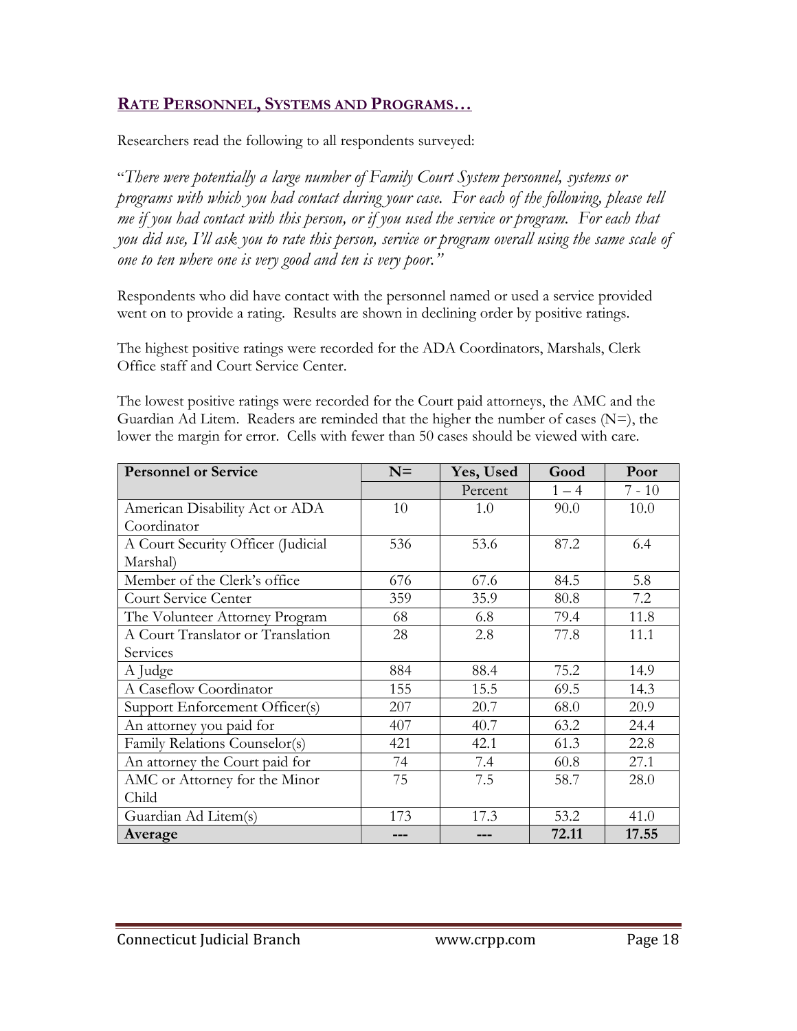## RATE PERSONNEL, SYSTEMS AND PROGRAMS…

Researchers read the following to all respondents surveyed:

"*There were potentially a large number of Family Court System personnel, systems or programs with which you had contact during your case. For each of the following, please tell me if you had contact with this person, or if you used the service or program. For each that you did use, I'll ask you to rate this person, service or program overall using the same scale of one to ten where one is very good and ten is very poor.*"

Respondents who did have contact with the personnel named or used a service provided went on to provide a rating. Results are shown in declining order by positive ratings.

The highest positive ratings were recorded for the ADA Coordinators, Marshals, Clerk Office staff and Court Service Center.

The lowest positive ratings were recorded for the Court paid attorneys, the AMC and the Guardian Ad Litem. Readers are reminded that the higher the number of cases (N=), the lower the margin for error. Cells with fewer than 50 cases should be viewed with care.

| Personnel or Service | N= | Yes, Used | Good | Poor |
|---|---|---|---|---|
| | | Percent | 1 – 4 | 7 - 10 |
| American Disability Act or ADA Coordinator | 10 | 1.0 | 90.0 | 10.0 |
| A Court Security Officer (Judicial Marshal) | 536 | 53.6 | 87.2 | 6.4 |
| Member of the Clerk's office | 676 | 67.6 | 84.5 | 5.8 |
| Court Service Center | 359 | 35.9 | 80.8 | 7.2 |
| The Volunteer Attorney Program | 68 | 6.8 | 79.4 | 11.8 |
| A Court Translator or Translation Services | 28 | 2.8 | 77.8 | 11.1 |
| A Judge | 884 | 88.4 | 75.2 | 14.9 |
| A Caseflow Coordinator | 155 | 15.5 | 69.5 | 14.3 |
| Support Enforcement Officer(s) | 207 | 20.7 | 68.0 | 20.9 |
| An attorney you paid for | 407 | 40.7 | 63.2 | 24.4 |
| Family Relations Counselor(s) | 421 | 42.1 | 61.3 | 22.8 |
| An attorney the Court paid for | 74 | 7.4 | 60.8 | 27.1 |
| AMC or Attorney for the Minor Child | 75 | 7.5 | 58.7 | 28.0 |
| Guardian Ad Litem(s) | 173 | 17.3 | 53.2 | 41.0 |
| **Average** | **---** | **---** | **72.11** | **17.55** |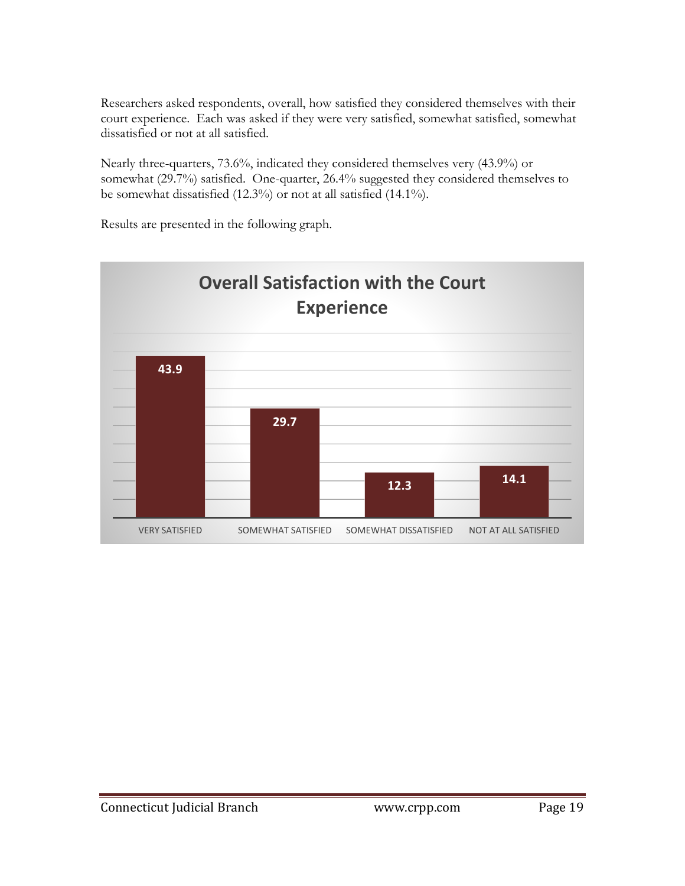Researchers asked respondents, overall, how satisfied they considered themselves with their court experience. Each was asked if they were very satisfied, somewhat satisfied, somewhat dissatisfied or not at all satisfied.

Nearly three-quarters, 73.6%, indicated they considered themselves very (43.9%) or somewhat (29.7%) satisfied. One-quarter, 26.4% suggested they considered themselves to be somewhat dissatisfied (12.3%) or not at all satisfied (14.1%).

Results are presented in the following graph.

**Overall Satisfaction with the Court Experience**

| VERY SATISFIED | SOMEWHAT SATISFIED | SOMEWHAT DISSATISFIED | NOT AT ALL SATISFIED |
|---|---|---|---|
| 43.9 | 29.7 | 12.3 | 14.1 |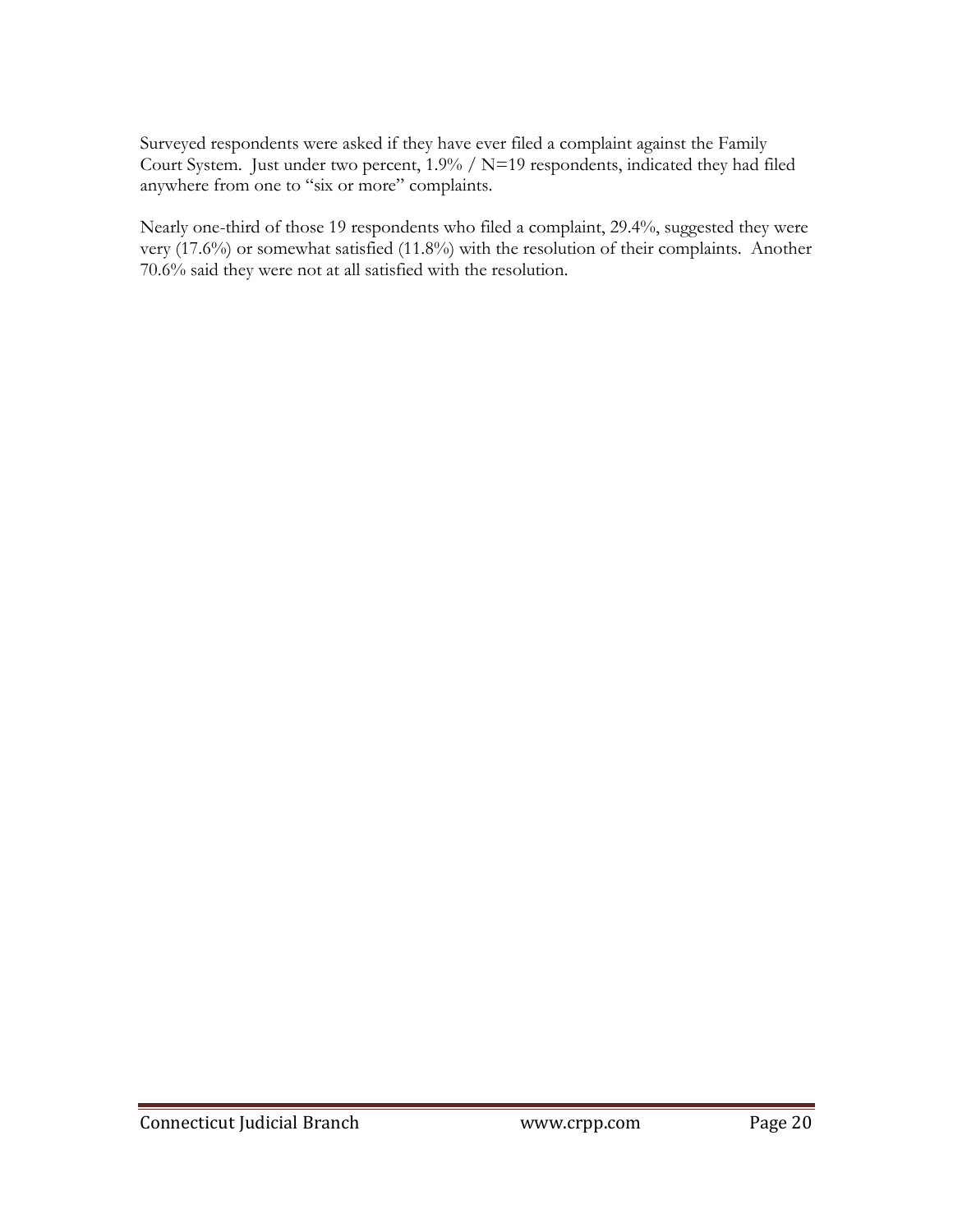Surveyed respondents were asked if they have ever filed a complaint against the Family Court System. Just under two percent, 1.9% / N=19 respondents, indicated they had filed anywhere from one to "six or more" complaints.

Nearly one-third of those 19 respondents who filed a complaint, 29.4%, suggested they were very (17.6%) or somewhat satisfied (11.8%) with the resolution of their complaints. Another 70.6% said they were not at all satisfied with the resolution.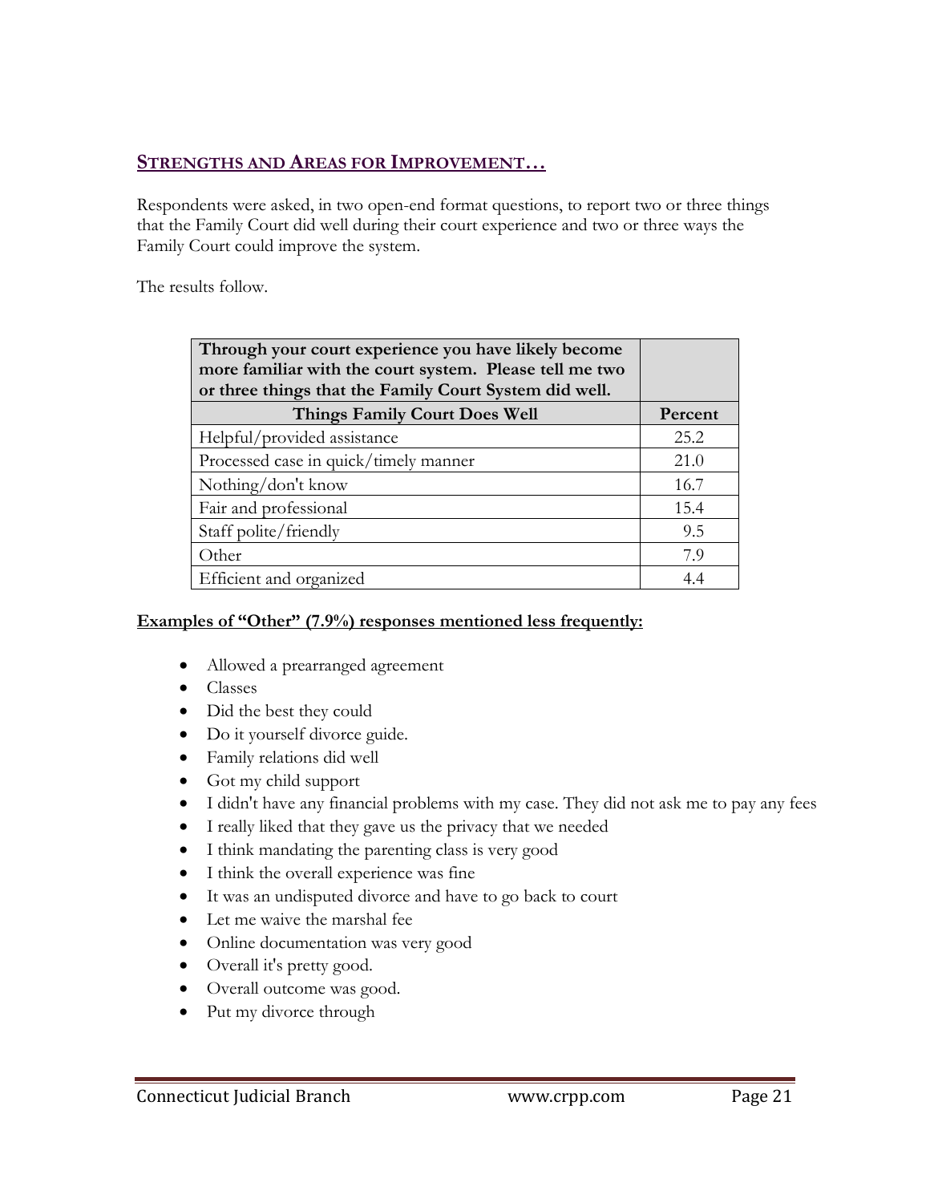## Strengths and Areas for Improvement…

Respondents were asked, in two open-end format questions, to report two or three things that the Family Court did well during their court experience and two or three ways the Family Court could improve the system.

The results follow.

| Through your court experience you have likely become more familiar with the court system. Please tell me two or three things that the Family Court System did well. | |
|---|---|
| **Things Family Court Does Well** | **Percent** |
| Helpful/provided assistance | 25.2 |
| Processed case in quick/timely manner | 21.0 |
| Nothing/don't know | 16.7 |
| Fair and professional | 15.4 |
| Staff polite/friendly | 9.5 |
| Other | 7.9 |
| Efficient and organized | 4.4 |

**Examples of "Other" (7.9%) responses mentioned less frequently:**

- Allowed a prearranged agreement
- Classes
- Did the best they could
- Do it yourself divorce guide.
- Family relations did well
- Got my child support
- I didn't have any financial problems with my case. They did not ask me to pay any fees
- I really liked that they gave us the privacy that we needed
- I think mandating the parenting class is very good
- I think the overall experience was fine
- It was an undisputed divorce and have to go back to court
- Let me waive the marshal fee
- Online documentation was very good
- Overall it's pretty good.
- Overall outcome was good.
- Put my divorce through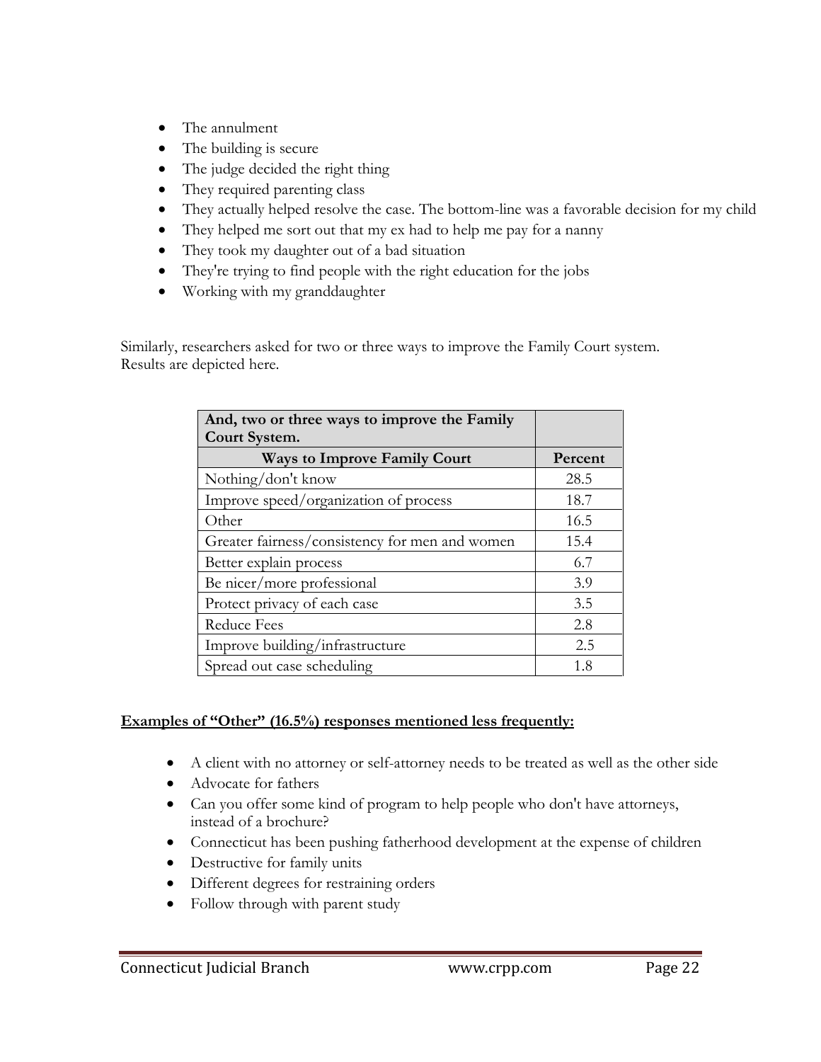- The annulment
- The building is secure
- The judge decided the right thing
- They required parenting class
- They actually helped resolve the case. The bottom-line was a favorable decision for my child
- They helped me sort out that my ex had to help me pay for a nanny
- They took my daughter out of a bad situation
- They're trying to find people with the right education for the jobs
- Working with my granddaughter

Similarly, researchers asked for two or three ways to improve the Family Court system. Results are depicted here.

| **And, two or three ways to improve the Family Court System.** | |
|---|---|
| **Ways to Improve Family Court** | **Percent** |
| Nothing/don't know | 28.5 |
| Improve speed/organization of process | 18.7 |
| Other | 16.5 |
| Greater fairness/consistency for men and women | 15.4 |
| Better explain process | 6.7 |
| Be nicer/more professional | 3.9 |
| Protect privacy of each case | 3.5 |
| Reduce Fees | 2.8 |
| Improve building/infrastructure | 2.5 |
| Spread out case scheduling | 1.8 |

**Examples of "Other" (16.5%) responses mentioned less frequently:**

- A client with no attorney or self-attorney needs to be treated as well as the other side
- Advocate for fathers
- Can you offer some kind of program to help people who don't have attorneys, instead of a brochure?
- Connecticut has been pushing fatherhood development at the expense of children
- Destructive for family units
- Different degrees for restraining orders
- Follow through with parent study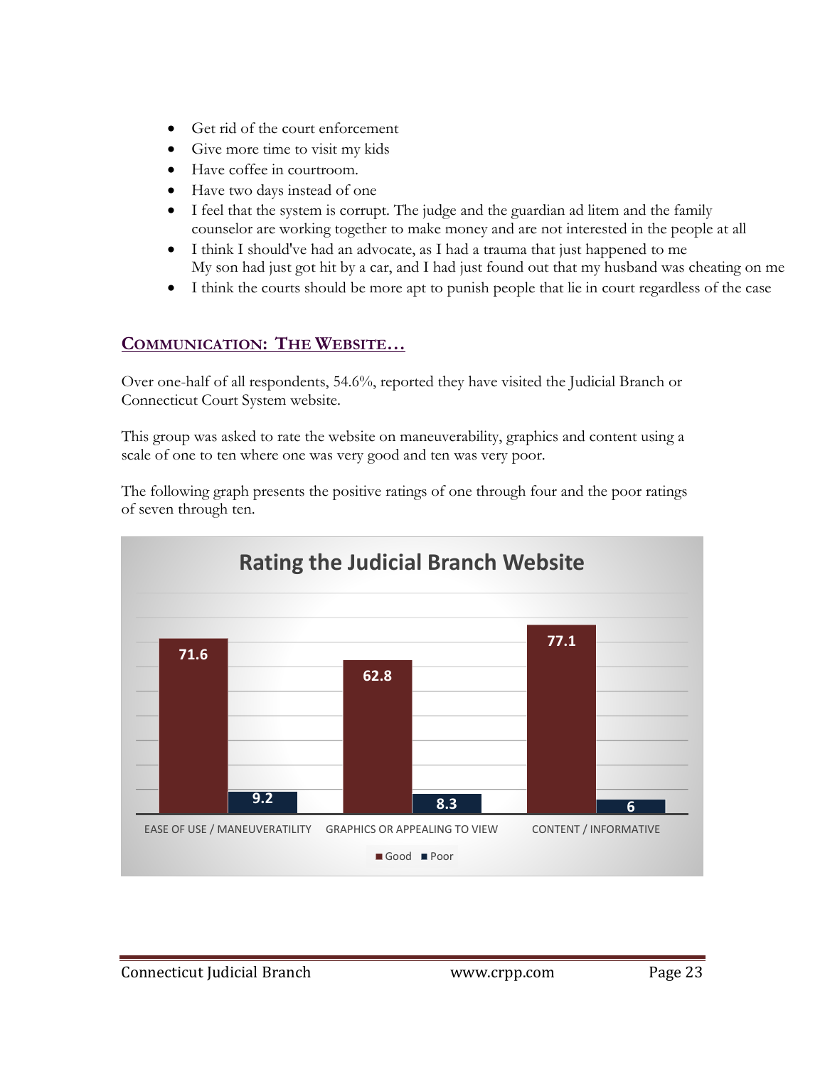- Get rid of the court enforcement
- Give more time to visit my kids
- Have coffee in courtroom.
- Have two days instead of one
- I feel that the system is corrupt. The judge and the guardian ad litem and the family counselor are working together to make money and are not interested in the people at all
- I think I should've had an advocate, as I had a trauma that just happened to me My son had just got hit by a car, and I had just found out that my husband was cheating on me
- I think the courts should be more apt to punish people that lie in court regardless of the case

## Communication: The Website…

Over one-half of all respondents, 54.6%, reported they have visited the Judicial Branch or Connecticut Court System website.

This group was asked to rate the website on maneuverability, graphics and content using a scale of one to ten where one was very good and ten was very poor.

The following graph presents the positive ratings of one through four and the poor ratings of seven through ten.

**Rating the Judicial Branch Website**

| | Good | Poor |
|---|---|---|
| EASE OF USE / MANEUVERATILITY | 71.6 | 9.2 |
| GRAPHICS OR APPEALING TO VIEW | 62.8 | 8.3 |
| CONTENT / INFORMATIVE | 77.1 | 6 |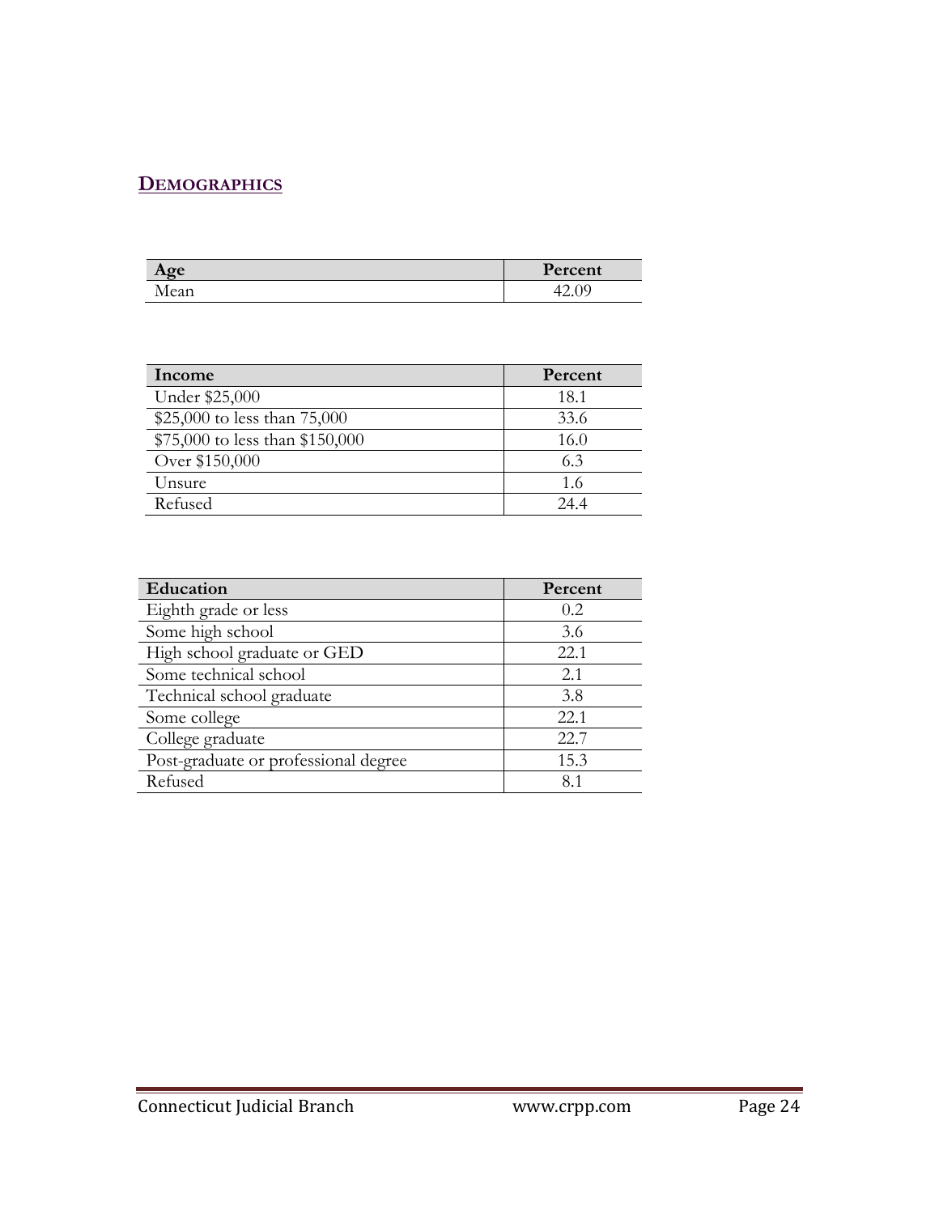## DEMOGRAPHICS

| Age | Percent |
|---|---|
| Mean | 42.09 |

| Income | Percent |
|---|---|
| Under $25,000 | 18.1 |
| $25,000 to less than 75,000 | 33.6 |
| $75,000 to less than $150,000 | 16.0 |
| Over $150,000 | 6.3 |
| Unsure | 1.6 |
| Refused | 24.4 |

| Education | Percent |
|---|---|
| Eighth grade or less | 0.2 |
| Some high school | 3.6 |
| High school graduate or GED | 22.1 |
| Some technical school | 2.1 |
| Technical school graduate | 3.8 |
| Some college | 22.1 |
| College graduate | 22.7 |
| Post-graduate or professional degree | 15.3 |
| Refused | 8.1 |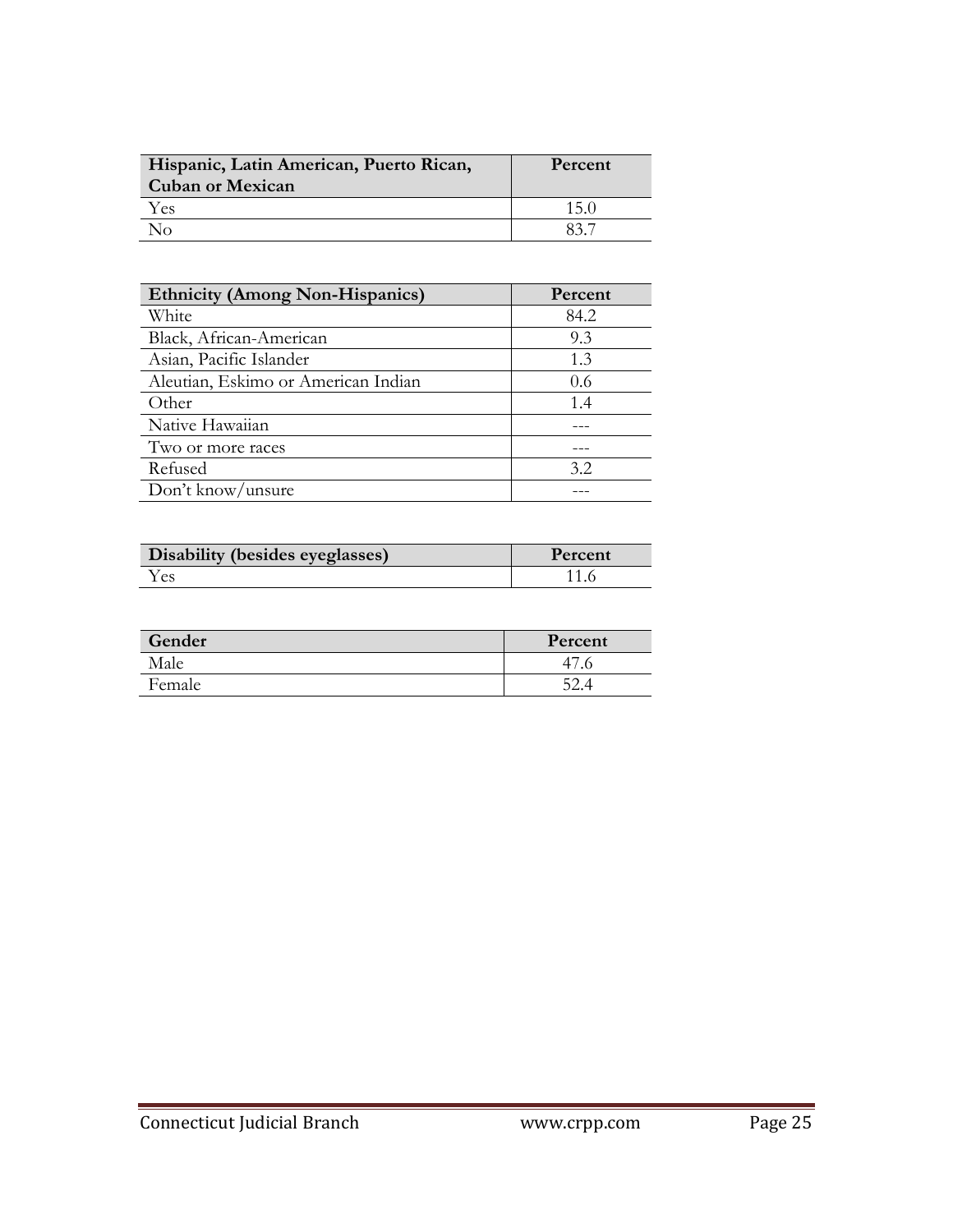| Hispanic, Latin American, Puerto Rican, Cuban or Mexican | Percent |
|---|---|
| Yes | 15.0 |
| No | 83.7 |

| Ethnicity (Among Non-Hispanics) | Percent |
|---|---|
| White | 84.2 |
| Black, African-American | 9.3 |
| Asian, Pacific Islander | 1.3 |
| Aleutian, Eskimo or American Indian | 0.6 |
| Other | 1.4 |
| Native Hawaiian | --- |
| Two or more races | --- |
| Refused | 3.2 |
| Don't know/unsure | --- |

| Disability (besides eyeglasses) | Percent |
|---|---|
| Yes | 11.6 |

| Gender | Percent |
|---|---|
| Male | 47.6 |
| Female | 52.4 |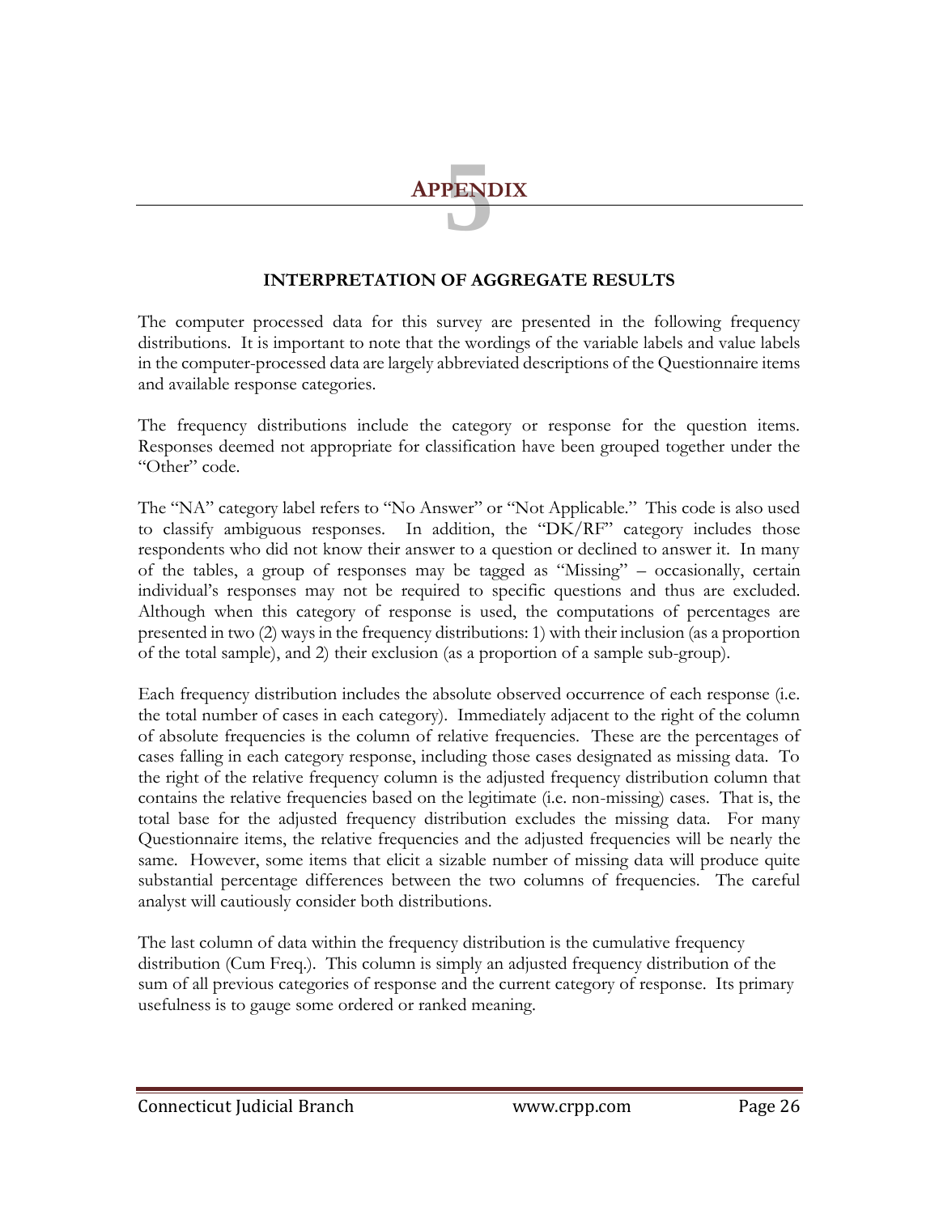# APPENDIX 5

## INTERPRETATION OF AGGREGATE RESULTS

The computer processed data for this survey are presented in the following frequency distributions. It is important to note that the wordings of the variable labels and value labels in the computer-processed data are largely abbreviated descriptions of the Questionnaire items and available response categories.

The frequency distributions include the category or response for the question items. Responses deemed not appropriate for classification have been grouped together under the "Other" code.

The "NA" category label refers to "No Answer" or "Not Applicable." This code is also used to classify ambiguous responses. In addition, the "DK/RF" category includes those respondents who did not know their answer to a question or declined to answer it. In many of the tables, a group of responses may be tagged as "Missing" – occasionally, certain individual's responses may not be required to specific questions and thus are excluded. Although when this category of response is used, the computations of percentages are presented in two (2) ways in the frequency distributions: 1) with their inclusion (as a proportion of the total sample), and 2) their exclusion (as a proportion of a sample sub-group).

Each frequency distribution includes the absolute observed occurrence of each response (i.e. the total number of cases in each category). Immediately adjacent to the right of the column of absolute frequencies is the column of relative frequencies. These are the percentages of cases falling in each category response, including those cases designated as missing data. To the right of the relative frequency column is the adjusted frequency distribution column that contains the relative frequencies based on the legitimate (i.e. non-missing) cases. That is, the total base for the adjusted frequency distribution excludes the missing data. For many Questionnaire items, the relative frequencies and the adjusted frequencies will be nearly the same. However, some items that elicit a sizable number of missing data will produce quite substantial percentage differences between the two columns of frequencies. The careful analyst will cautiously consider both distributions.

The last column of data within the frequency distribution is the cumulative frequency distribution (Cum Freq.). This column is simply an adjusted frequency distribution of the sum of all previous categories of response and the current category of response. Its primary usefulness is to gauge some ordered or ranked meaning.